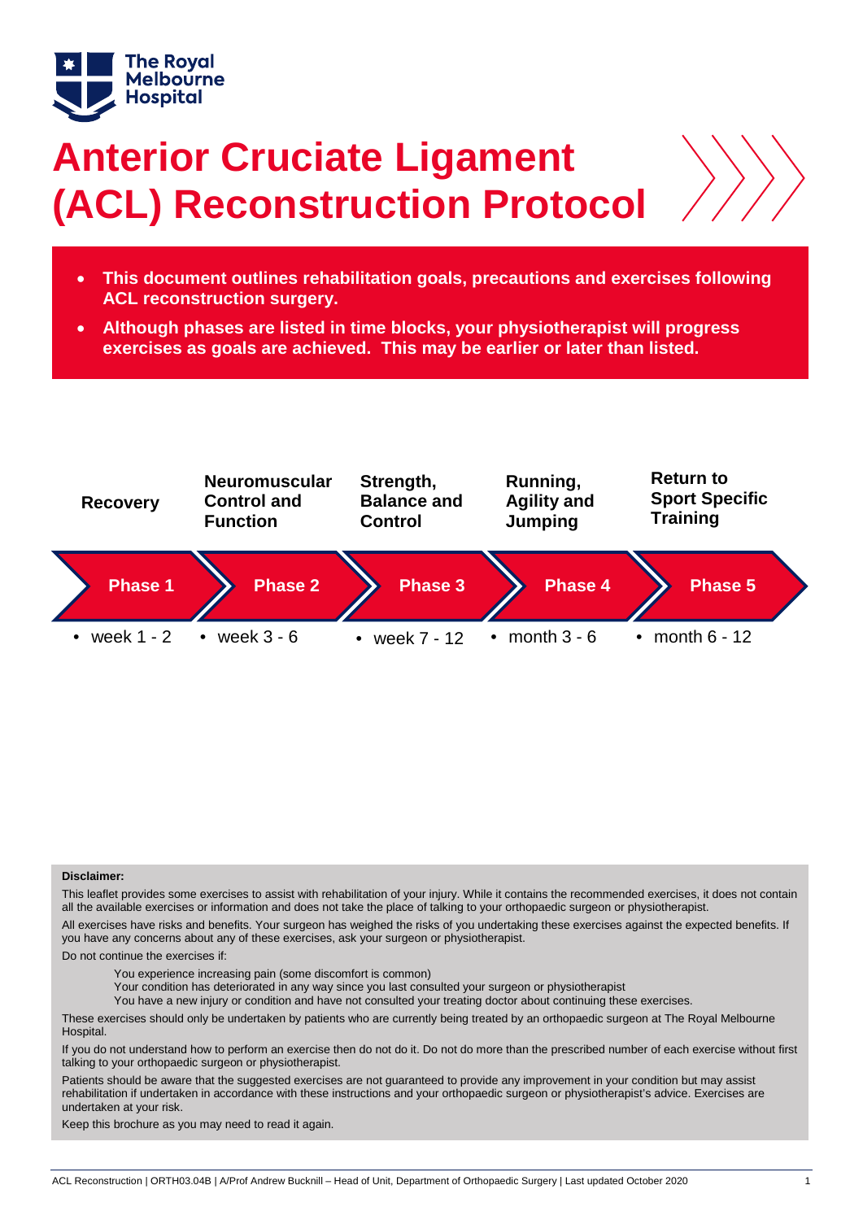The Royal Melbourne Hospital

# Anterior Cruciate Ligament (ACL) Reconstruction Protocol

- **This document outlines rehabilitation goals, precautions and exercises following ACL reconstruction surgery.**
- **Although phases are listed in time blocks, your physiotherapist will progress exercises as goals are achieved. This may be earlier or later than listed.**

| Recovery | Neuromuscular Control and Function | Strength, Balance and Control | Running, Agility and Jumping | Return to Sport Specific Training |
|---|---|---|---|---|
| **Phase 1** | **Phase 2** | **Phase 3** | **Phase 4** | **Phase 5** |
| • week 1 - 2 | • week 3 - 6 | • week 7 - 12 | • month 3 - 6 | • month 6 - 12 |

**Disclaimer:**

This leaflet provides some exercises to assist with rehabilitation of your injury. While it contains the recommended exercises, it does not contain all the available exercises or information and does not take the place of talking to your orthopaedic surgeon or physiotherapist.

All exercises have risks and benefits. Your surgeon has weighed the risks of you undertaking these exercises against the expected benefits. If you have any concerns about any of these exercises, ask your surgeon or physiotherapist.

Do not continue the exercises if:

You experience increasing pain (some discomfort is common)
Your condition has deteriorated in any way since you last consulted your surgeon or physiotherapist
You have a new injury or condition and have not consulted your treating doctor about continuing these exercises.

These exercises should only be undertaken by patients who are currently being treated by an orthopaedic surgeon at The Royal Melbourne Hospital.

If you do not understand how to perform an exercise then do not do it. Do not do more than the prescribed number of each exercise without first talking to your orthopaedic surgeon or physiotherapist.

Patients should be aware that the suggested exercises are not guaranteed to provide any improvement in your condition but may assist rehabilitation if undertaken in accordance with these instructions and your orthopaedic surgeon or physiotherapist's advice. Exercises are undertaken at your risk.

Keep this brochure as you may need to read it again.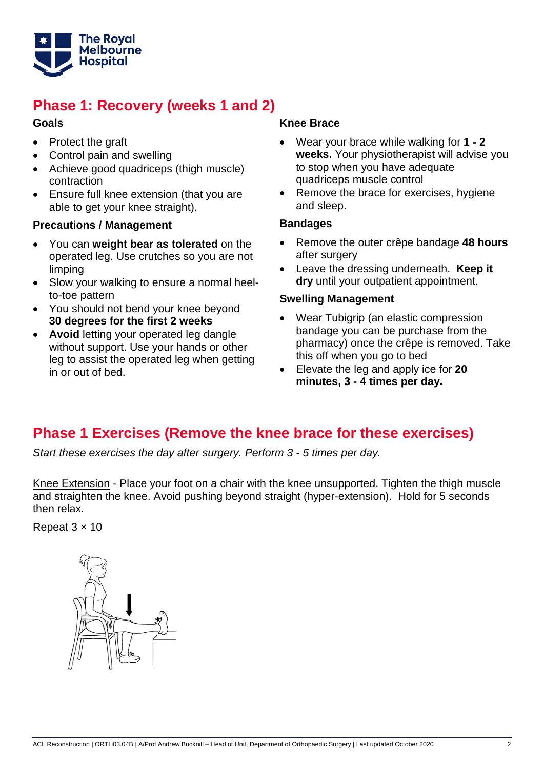## Phase 1: Recovery (weeks 1 and 2)

### Goals

- Protect the graft
- Control pain and swelling
- Achieve good quadriceps (thigh muscle) contraction
- Ensure full knee extension (that you are able to get your knee straight).

### Precautions / Management

- You can **weight bear as tolerated** on the operated leg. Use crutches so you are not limping
- Slow your walking to ensure a normal heel-to-toe pattern
- You should not bend your knee beyond **30 degrees for the first 2 weeks**
- **Avoid** letting your operated leg dangle without support. Use your hands or other leg to assist the operated leg when getting in or out of bed.

### Knee Brace

- Wear your brace while walking for **1 - 2 weeks.** Your physiotherapist will advise you to stop when you have adequate quadriceps muscle control
- Remove the brace for exercises, hygiene and sleep.

### Bandages

- Remove the outer crêpe bandage **48 hours** after surgery
- Leave the dressing underneath. **Keep it dry** until your outpatient appointment.

### Swelling Management

- Wear Tubigrip (an elastic compression bandage you can be purchase from the pharmacy) once the crêpe is removed. Take this off when you go to bed
- Elevate the leg and apply ice for **20 minutes, 3 - 4 times per day.**

## Phase 1 Exercises (Remove the knee brace for these exercises)

*Start these exercises the day after surgery. Perform 3 - 5 times per day.*

Knee Extension - Place your foot on a chair with the knee unsupported. Tighten the thigh muscle and straighten the knee. Avoid pushing beyond straight (hyper-extension). Hold for 5 seconds then relax.

Repeat 3 × 10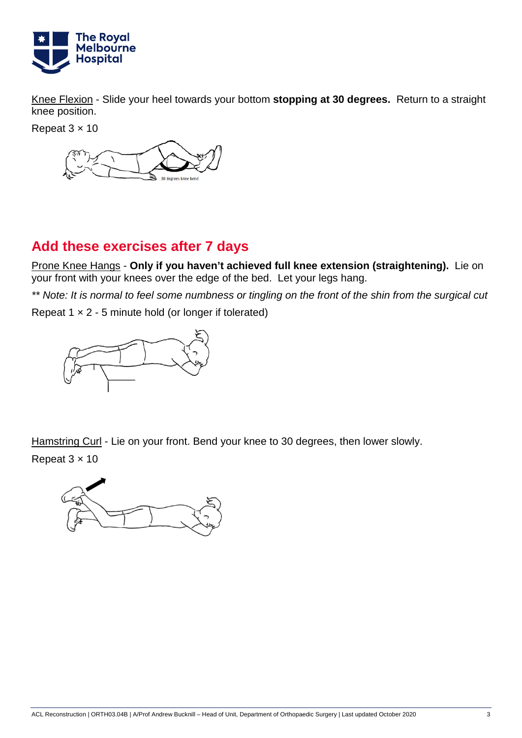Knee Flexion - Slide your heel towards your bottom **stopping at 30 degrees.** Return to a straight knee position.

Repeat 3 × 10

30 degrees knee bend

## Add these exercises after 7 days

Prone Knee Hangs - **Only if you haven't achieved full knee extension (straightening).** Lie on your front with your knees over the edge of the bed. Let your legs hang.

*** Note: It is normal to feel some numbness or tingling on the front of the shin from the surgical cut*

Repeat 1 × 2 - 5 minute hold (or longer if tolerated)

Hamstring Curl - Lie on your front. Bend your knee to 30 degrees, then lower slowly.

Repeat 3 × 10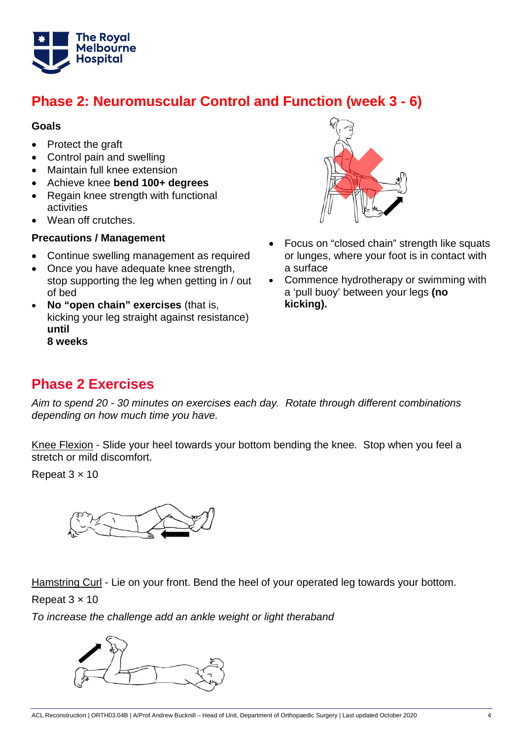## Phase 2: Neuromuscular Control and Function (week 3 - 6)

### Goals

- Protect the graft
- Control pain and swelling
- Maintain full knee extension
- Achieve knee **bend 100+ degrees**
- Regain knee strength with functional activities
- Wean off crutches.

### Precautions / Management

- Continue swelling management as required
- Once you have adequate knee strength, stop supporting the leg when getting in / out of bed
- **No "open chain" exercises** (that is, kicking your leg straight against resistance) **until 8 weeks**
- Focus on "closed chain" strength like squats or lunges, where your foot is in contact with a surface
- Commence hydrotherapy or swimming with a 'pull buoy' between your legs **(no kicking).**

## Phase 2 Exercises

*Aim to spend 20 - 30 minutes on exercises each day. Rotate through different combinations depending on how much time you have.*

Knee Flexion - Slide your heel towards your bottom bending the knee. Stop when you feel a stretch or mild discomfort.

Repeat 3 × 10

Hamstring Curl - Lie on your front. Bend the heel of your operated leg towards your bottom.

Repeat 3 × 10

*To increase the challenge add an ankle weight or light theraband*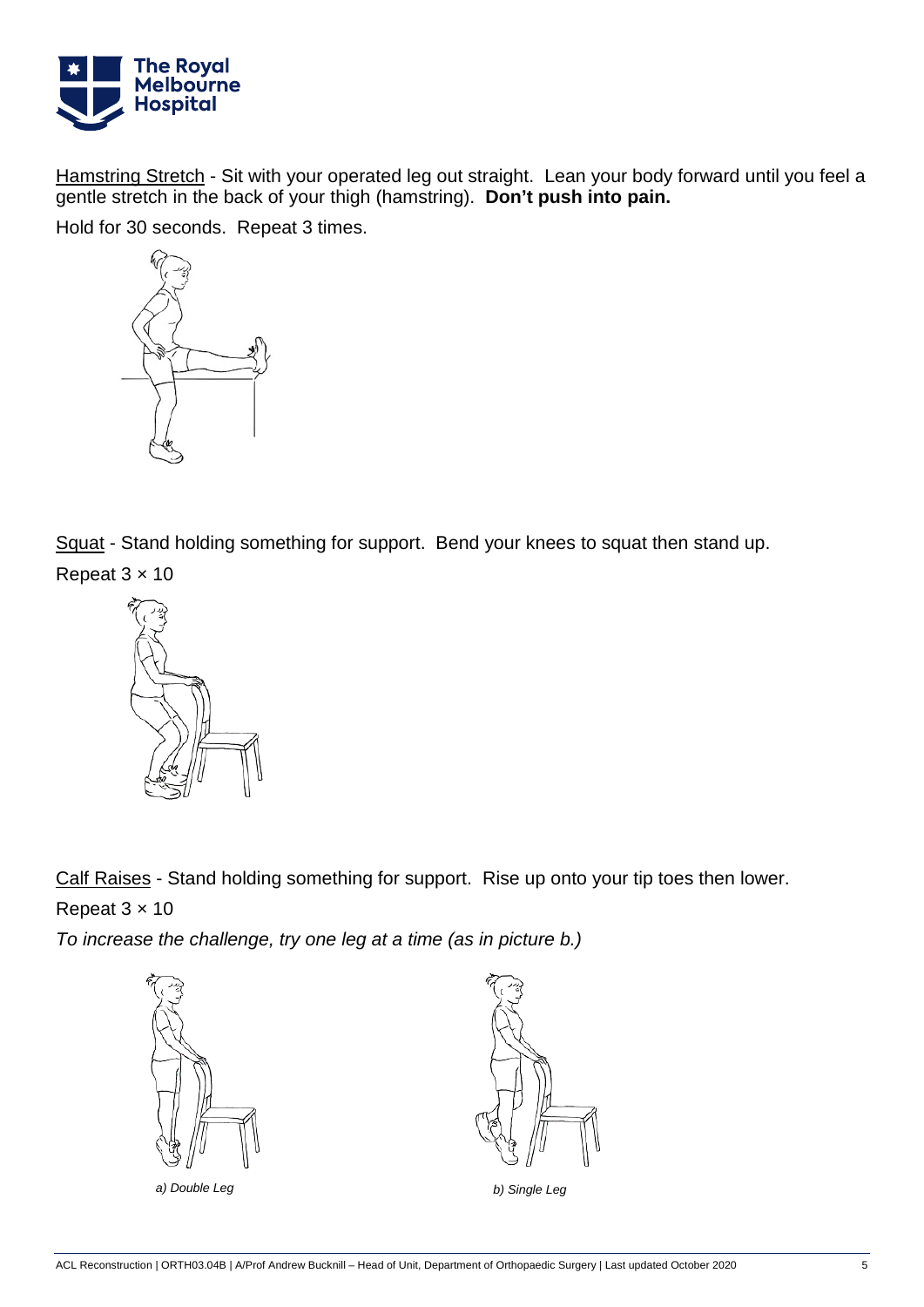Hamstring Stretch - Sit with your operated leg out straight. Lean your body forward until you feel a gentle stretch in the back of your thigh (hamstring). **Don't push into pain.**

Hold for 30 seconds. Repeat 3 times.

Squat - Stand holding something for support. Bend your knees to squat then stand up.

Repeat 3 × 10

Calf Raises - Stand holding something for support. Rise up onto your tip toes then lower.

Repeat 3 × 10

*To increase the challenge, try one leg at a time (as in picture b.)*

*a) Double Leg*

*b) Single Leg*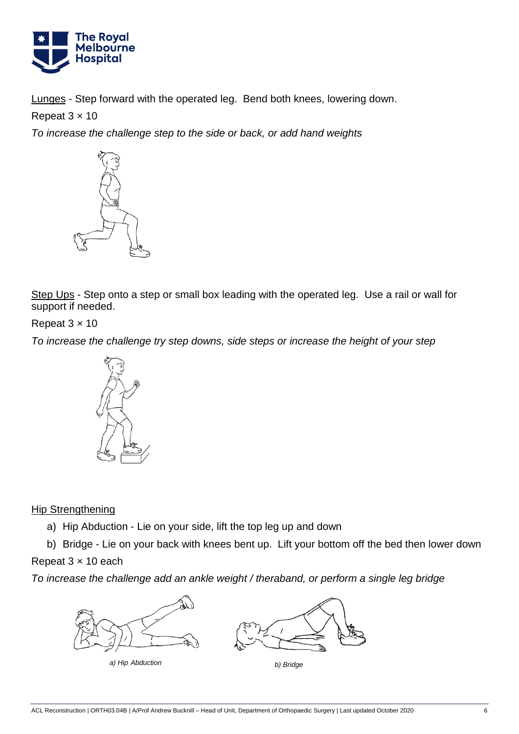<u>Lunges</u> - Step forward with the operated leg. Bend both knees, lowering down.

Repeat 3 × 10

*To increase the challenge step to the side or back, or add hand weights*

<u>Step Ups</u> - Step onto a step or small box leading with the operated leg. Use a rail or wall for support if needed.

Repeat 3 × 10

*To increase the challenge try step downs, side steps or increase the height of your step*

<u>Hip Strengthening</u>

a) Hip Abduction - Lie on your side, lift the top leg up and down
b) Bridge - Lie on your back with knees bent up. Lift your bottom off the bed then lower down

Repeat 3 × 10 each

*To increase the challenge add an ankle weight / theraband, or perform a single leg bridge*

*a) Hip Abduction*

*b) Bridge*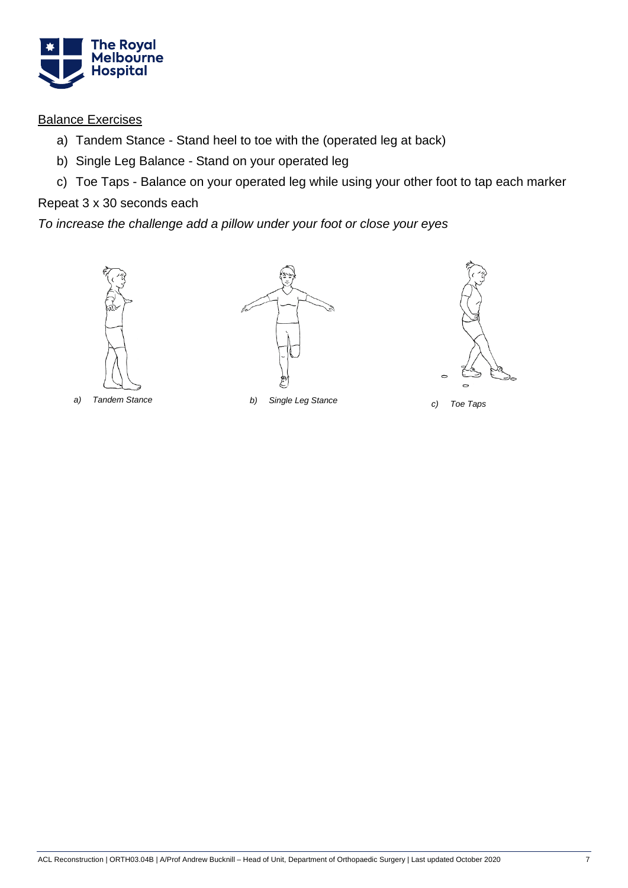Balance Exercises

a) Tandem Stance - Stand heel to toe with the (operated leg at back)
b) Single Leg Balance - Stand on your operated leg
c) Toe Taps - Balance on your operated leg while using your other foot to tap each marker

Repeat 3 x 30 seconds each

*To increase the challenge add a pillow under your foot or close your eyes*

*a) Tandem Stance*

*b) Single Leg Stance*

*c) Toe Taps*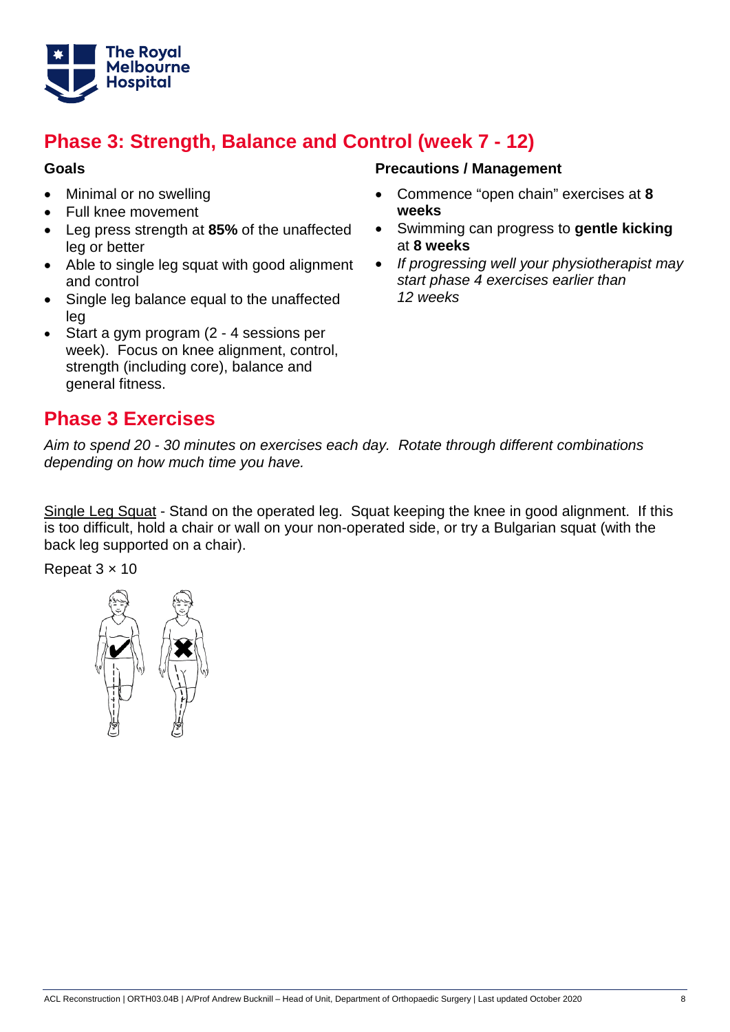## Phase 3: Strength, Balance and Control (week 7 - 12)

### Goals

- Minimal or no swelling
- Full knee movement
- Leg press strength at **85%** of the unaffected leg or better
- Able to single leg squat with good alignment and control
- Single leg balance equal to the unaffected leg
- Start a gym program (2 - 4 sessions per week). Focus on knee alignment, control, strength (including core), balance and general fitness.

### Precautions / Management

- Commence "open chain" exercises at **8 weeks**
- Swimming can progress to **gentle kicking** at **8 weeks**
- *If progressing well your physiotherapist may start phase 4 exercises earlier than 12 weeks*

## Phase 3 Exercises

*Aim to spend 20 - 30 minutes on exercises each day. Rotate through different combinations depending on how much time you have.*

<u>Single Leg Squat</u> - Stand on the operated leg. Squat keeping the knee in good alignment. If this is too difficult, hold a chair or wall on your non-operated side, or try a Bulgarian squat (with the back leg supported on a chair).

Repeat 3 × 10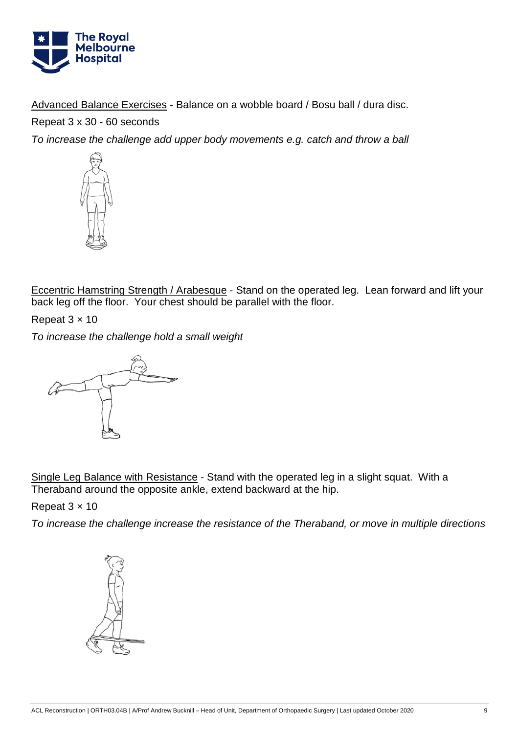<u>Advanced Balance Exercises</u> - Balance on a wobble board / Bosu ball / dura disc.

Repeat 3 x 30 - 60 seconds

*To increase the challenge add upper body movements e.g. catch and throw a ball*

<u>Eccentric Hamstring Strength / Arabesque</u> - Stand on the operated leg. Lean forward and lift your back leg off the floor. Your chest should be parallel with the floor.

Repeat 3 × 10

*To increase the challenge hold a small weight*

<u>Single Leg Balance with Resistance</u> - Stand with the operated leg in a slight squat. With a Theraband around the opposite ankle, extend backward at the hip.

Repeat 3 × 10

*To increase the challenge increase the resistance of the Theraband, or move in multiple directions*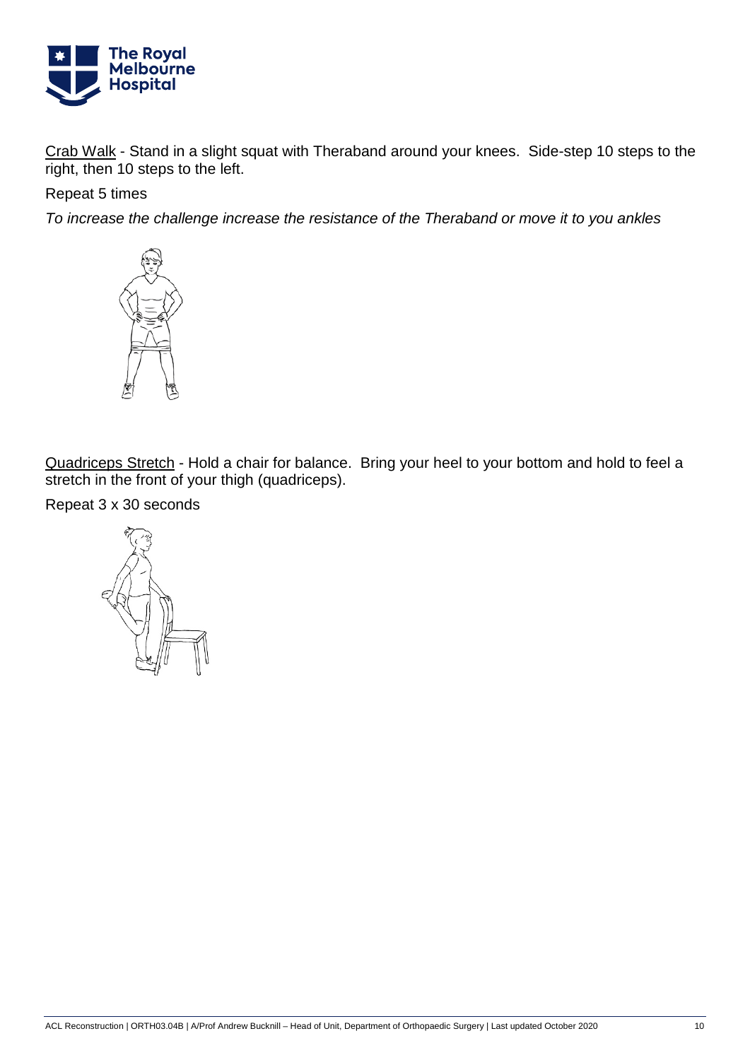Crab Walk - Stand in a slight squat with Theraband around your knees. Side-step 10 steps to the right, then 10 steps to the left.

Repeat 5 times

*To increase the challenge increase the resistance of the Theraband or move it to you ankles*

Quadriceps Stretch - Hold a chair for balance. Bring your heel to your bottom and hold to feel a stretch in the front of your thigh (quadriceps).

Repeat 3 x 30 seconds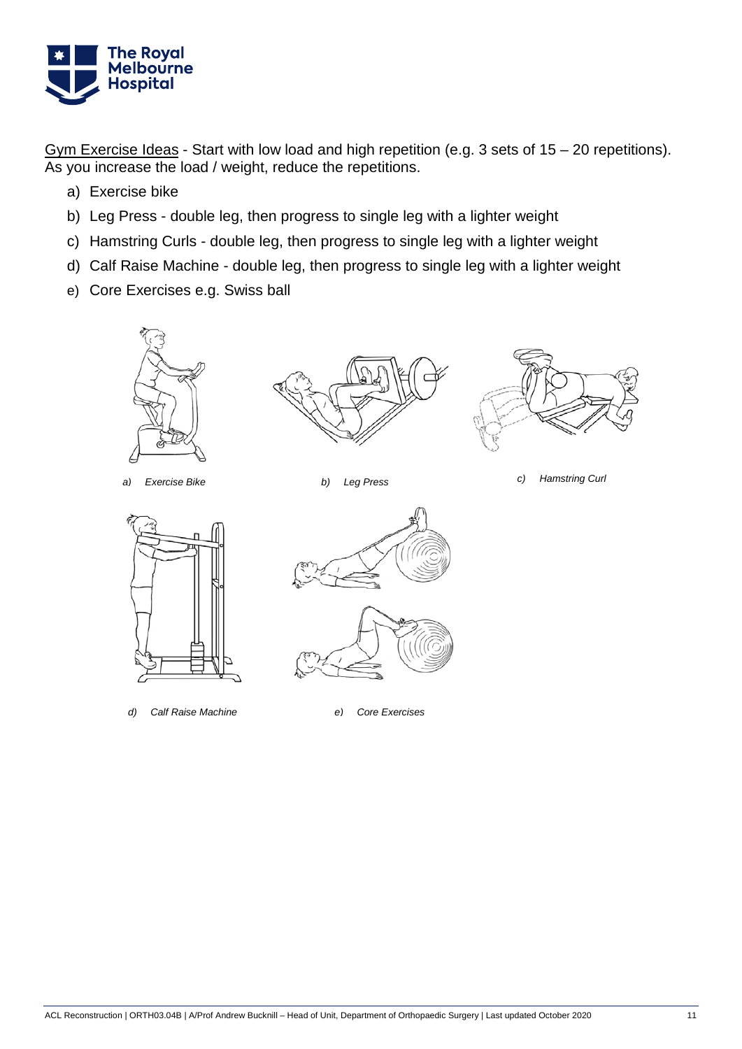Gym Exercise Ideas - Start with low load and high repetition (e.g. 3 sets of 15 – 20 repetitions). As you increase the load / weight, reduce the repetitions.

a) Exercise bike
b) Leg Press - double leg, then progress to single leg with a lighter weight
c) Hamstring Curls - double leg, then progress to single leg with a lighter weight
d) Calf Raise Machine - double leg, then progress to single leg with a lighter weight
e) Core Exercises e.g. Swiss ball

*a) Exercise Bike*

*b) Leg Press*

*c) Hamstring Curl*

*d) Calf Raise Machine*

*e) Core Exercises*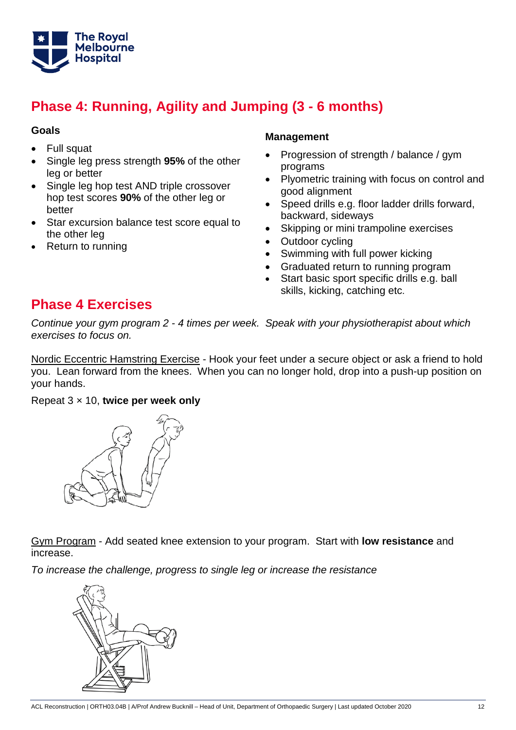## Phase 4: Running, Agility and Jumping (3 - 6 months)

**Goals**

- Full squat
- Single leg press strength **95%** of the other leg or better
- Single leg hop test AND triple crossover hop test scores **90%** of the other leg or better
- Star excursion balance test score equal to the other leg
- Return to running

**Management**

- Progression of strength / balance / gym programs
- Plyometric training with focus on control and good alignment
- Speed drills e.g. floor ladder drills forward, backward, sideways
- Skipping or mini trampoline exercises
- Outdoor cycling
- Swimming with full power kicking
- Graduated return to running program
- Start basic sport specific drills e.g. ball skills, kicking, catching etc.

## Phase 4 Exercises

*Continue your gym program 2 - 4 times per week. Speak with your physiotherapist about which exercises to focus on.*

Nordic Eccentric Hamstring Exercise - Hook your feet under a secure object or ask a friend to hold you. Lean forward from the knees. When you can no longer hold, drop into a push-up position on your hands.

Repeat 3 × 10, **twice per week only**

Gym Program - Add seated knee extension to your program. Start with **low resistance** and increase.

*To increase the challenge, progress to single leg or increase the resistance*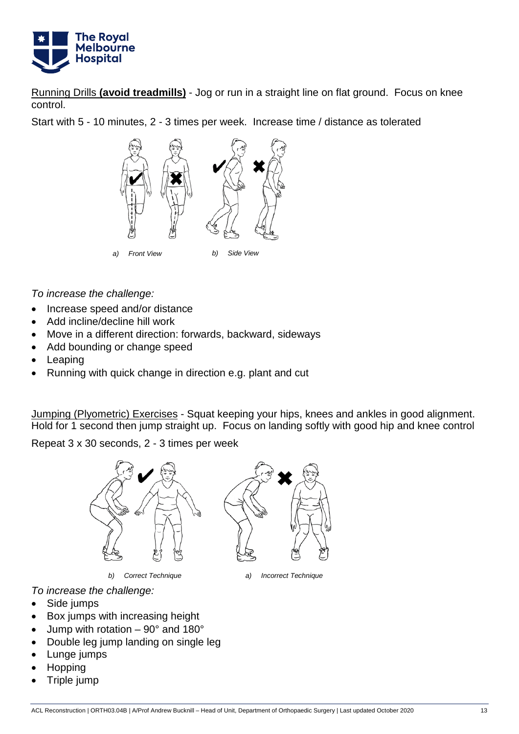Running Drills **(avoid treadmills)** - Jog or run in a straight line on flat ground. Focus on knee control.

Start with 5 - 10 minutes, 2 - 3 times per week. Increase time / distance as tolerated

*a) Front View* *b) Side View*

*To increase the challenge:*

- Increase speed and/or distance
- Add incline/decline hill work
- Move in a different direction: forwards, backward, sideways
- Add bounding or change speed
- Leaping
- Running with quick change in direction e.g. plant and cut

Jumping (Plyometric) Exercises - Squat keeping your hips, knees and ankles in good alignment. Hold for 1 second then jump straight up. Focus on landing softly with good hip and knee control

Repeat 3 x 30 seconds, 2 - 3 times per week

*b) Correct Technique* *a) Incorrect Technique*

*To increase the challenge:*

- Side jumps
- Box jumps with increasing height
- Jump with rotation – 90° and 180°
- Double leg jump landing on single leg
- Lunge jumps
- Hopping
- Triple jump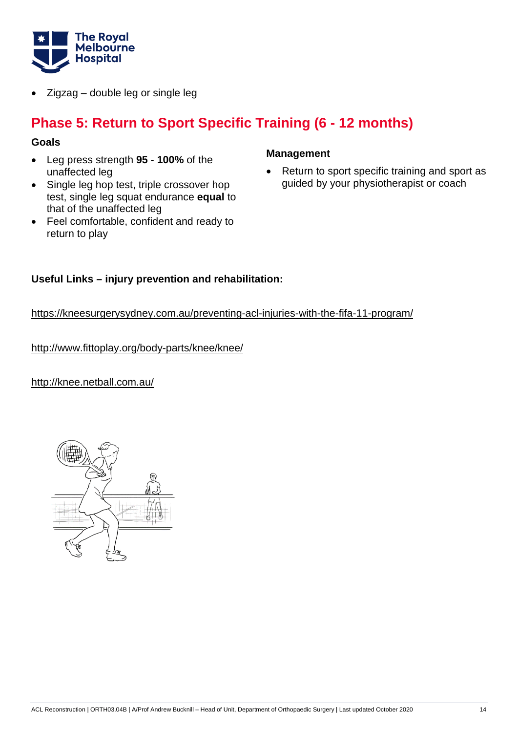- Zigzag – double leg or single leg

## Phase 5: Return to Sport Specific Training (6 - 12 months)

### Goals

- Leg press strength **95 - 100%** of the unaffected leg
- Single leg hop test, triple crossover hop test, single leg squat endurance **equal** to that of the unaffected leg
- Feel comfortable, confident and ready to return to play

### Management

- Return to sport specific training and sport as guided by your physiotherapist or coach

**Useful Links – injury prevention and rehabilitation:**

https://kneesurgerysydney.com.au/preventing-acl-injuries-with-the-fifa-11-program/

http://www.fittoplay.org/body-parts/knee/knee/

http://knee.netball.com.au/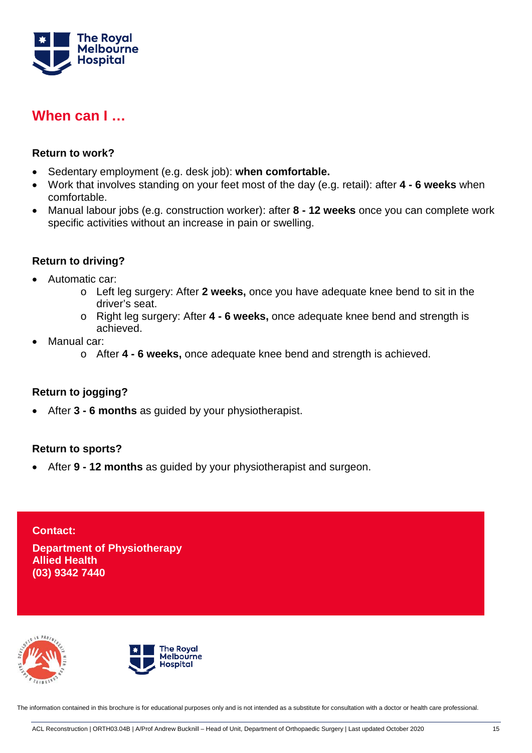## When can I …

### Return to work?

- Sedentary employment (e.g. desk job): **when comfortable.**
- Work that involves standing on your feet most of the day (e.g. retail): after **4 - 6 weeks** when comfortable.
- Manual labour jobs (e.g. construction worker): after **8 - 12 weeks** once you can complete work specific activities without an increase in pain or swelling.

### Return to driving?

- Automatic car:
  - Left leg surgery: After **2 weeks,** once you have adequate knee bend to sit in the driver's seat.
  - Right leg surgery: After **4 - 6 weeks,** once adequate knee bend and strength is achieved.
- Manual car:
  - After **4 - 6 weeks,** once adequate knee bend and strength is achieved.

### Return to jogging?

- After **3 - 6 months** as guided by your physiotherapist.

### Return to sports?

- After **9 - 12 months** as guided by your physiotherapist and surgeon.

**Contact:**

**Department of Physiotherapy**
**Allied Health**
**(03) 9342 7440**

The information contained in this brochure is for educational purposes only and is not intended as a substitute for consultation with a doctor or health care professional.

ACL Reconstruction | ORTH03.04B | A/Prof Andrew Bucknill – Head of Unit, Department of Orthopaedic Surgery | Last updated October 2020